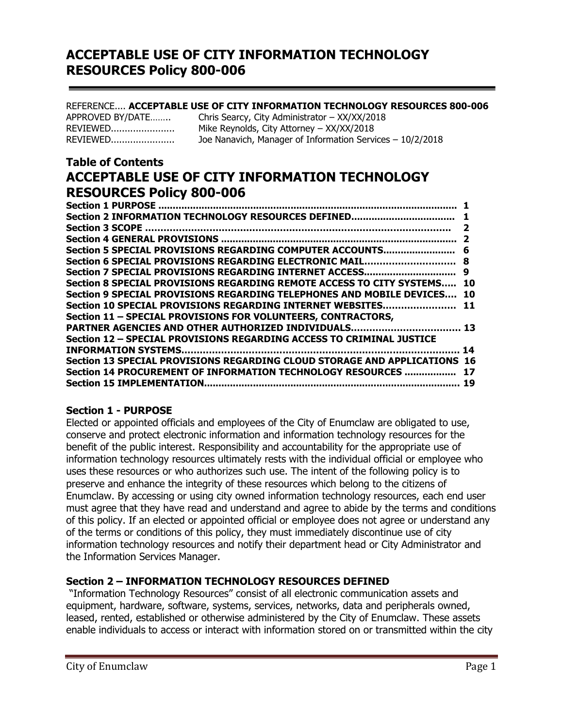# ACCEPTABLE USE OF CITY INFORMATION TECHNOLOGY RESOURCES Policy 800-006

REFERENCE.... **ACCEPTABLE USE OF CITY INFORMATION TECHNOLOGY RESOURCES 800-006**
APPROVED BY/DATE........ Chris Searcy, City Administrator – XX/XX/2018
REVIEWED...................... Mike Reynolds, City Attorney – XX/XX/2018
REVIEWED...................... Joe Nanavich, Manager of Information Services – 10/2/2018

## Table of Contents

## ACCEPTABLE USE OF CITY INFORMATION TECHNOLOGY RESOURCES Policy 800-006

**Section 1 PURPOSE .................................................................................................... 1**
**Section 2 INFORMATION TECHNOLOGY RESOURCES DEFINED................................... 1**
**Section 3 SCOPE ...................................................................................................... 2**
**Section 4 GENERAL PROVISIONS ................................................................................ 2**
**Section 5 SPECIAL PROVISIONS REGARDING COMPUTER ACCOUNTS........................ 6**
**Section 6 SPECIAL PROVISIONS REGARDING ELECTRONIC MAIL.............................. 8**
**Section 7 SPECIAL PROVISIONS REGARDING INTERNET ACCESS............................... 9**
**Section 8 SPECIAL PROVISIONS REGARDING REMOTE ACCESS TO CITY SYSTEMS..... 10**
**Section 9 SPECIAL PROVISIONS REGARDING TELEPHONES AND MOBILE DEVICES.... 10**
**Section 10 SPECIAL PROVISIONS REGARDING INTERNET WEBSITES........................ 11**
**Section 11 – SPECIAL PROVISIONS FOR VOLUNTEERS, CONTRACTORS, PARTNER AGENCIES AND OTHER AUTHORIZED INDIVIDUALS.................................... 13**
**Section 12 – SPECIAL PROVISIONS REGARDING ACCESS TO CRIMINAL JUSTICE INFORMATION SYSTEMS.......................................................................................... 14**
**Section 13 SPECIAL PROVISIONS REGARDING CLOUD STORAGE AND APPLICATIONS 16**
**Section 14 PROCUREMENT OF INFORMATION TECHNOLOGY RESOURCES ................. 17**
**Section 15 IMPLEMENTATION....................................................................................... 19**

### Section 1 - PURPOSE

Elected or appointed officials and employees of the City of Enumclaw are obligated to use, conserve and protect electronic information and information technology resources for the benefit of the public interest. Responsibility and accountability for the appropriate use of information technology resources ultimately rests with the individual official or employee who uses these resources or who authorizes such use. The intent of the following policy is to preserve and enhance the integrity of these resources which belong to the citizens of Enumclaw. By accessing or using city owned information technology resources, each end user must agree that they have read and understand and agree to abide by the terms and conditions of this policy. If an elected or appointed official or employee does not agree or understand any of the terms or conditions of this policy, they must immediately discontinue use of city information technology resources and notify their department head or City Administrator and the Information Services Manager.

### Section 2 – INFORMATION TECHNOLOGY RESOURCES DEFINED

"Information Technology Resources" consist of all electronic communication assets and equipment, hardware, software, systems, services, networks, data and peripherals owned, leased, rented, established or otherwise administered by the City of Enumclaw. These assets enable individuals to access or interact with information stored on or transmitted within the city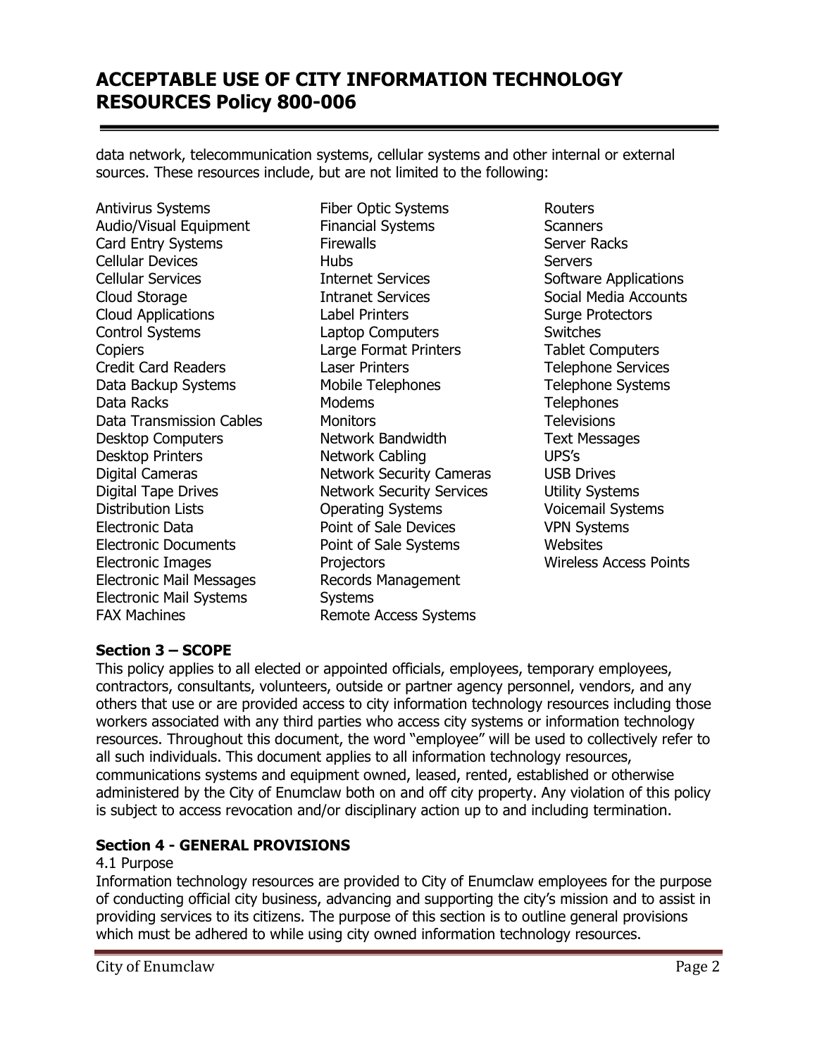data network, telecommunication systems, cellular systems and other internal or external sources. These resources include, but are not limited to the following:

- Antivirus Systems
- Audio/Visual Equipment
- Card Entry Systems
- Cellular Devices
- Cellular Services
- Cloud Storage
- Cloud Applications
- Control Systems
- Copiers
- Credit Card Readers
- Data Backup Systems
- Data Racks
- Data Transmission Cables
- Desktop Computers
- Desktop Printers
- Digital Cameras
- Digital Tape Drives
- Distribution Lists
- Electronic Data
- Electronic Documents
- Electronic Images
- Electronic Mail Messages
- Electronic Mail Systems
- FAX Machines
- Fiber Optic Systems
- Financial Systems
- Firewalls
- Hubs
- Internet Services
- Intranet Services
- Label Printers
- Laptop Computers
- Large Format Printers
- Laser Printers
- Mobile Telephones
- Modems
- Monitors
- Network Bandwidth
- Network Cabling
- Network Security Cameras
- Network Security Services
- Operating Systems
- Point of Sale Devices
- Point of Sale Systems
- Projectors
- Records Management Systems
- Remote Access Systems
- Routers
- Scanners
- Server Racks
- Servers
- Software Applications
- Social Media Accounts
- Surge Protectors
- Switches
- Tablet Computers
- Telephone Services
- Telephone Systems
- Telephones
- Televisions
- Text Messages
- UPS's
- USB Drives
- Utility Systems
- Voicemail Systems
- VPN Systems
- Websites
- Wireless Access Points

**Section 3 – SCOPE**

This policy applies to all elected or appointed officials, employees, temporary employees, contractors, consultants, volunteers, outside or partner agency personnel, vendors, and any others that use or are provided access to city information technology resources including those workers associated with any third parties who access city systems or information technology resources. Throughout this document, the word "employee" will be used to collectively refer to all such individuals. This document applies to all information technology resources, communications systems and equipment owned, leased, rented, established or otherwise administered by the City of Enumclaw both on and off city property. Any violation of this policy is subject to access revocation and/or disciplinary action up to and including termination.

**Section 4 - GENERAL PROVISIONS**

4.1 Purpose

Information technology resources are provided to City of Enumclaw employees for the purpose of conducting official city business, advancing and supporting the city's mission and to assist in providing services to its citizens. The purpose of this section is to outline general provisions which must be adhered to while using city owned information technology resources.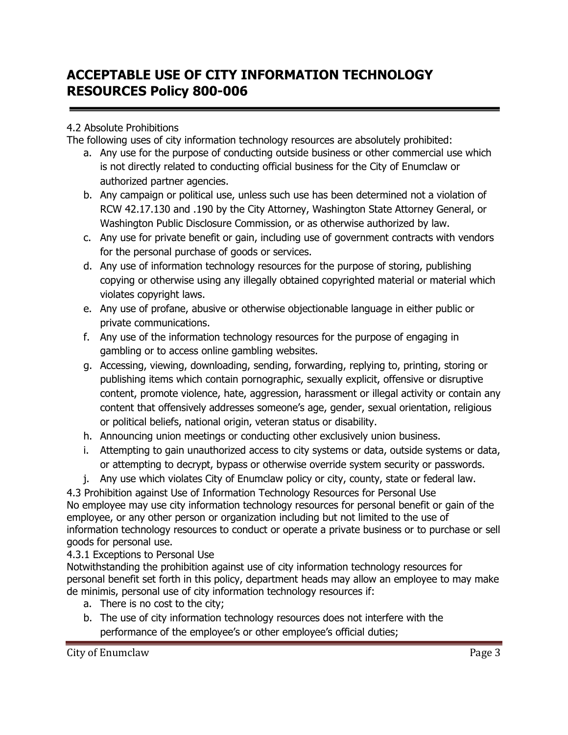# ACCEPTABLE USE OF CITY INFORMATION TECHNOLOGY RESOURCES Policy 800-006

4.2 Absolute Prohibitions

The following uses of city information technology resources are absolutely prohibited:

a. Any use for the purpose of conducting outside business or other commercial use which is not directly related to conducting official business for the City of Enumclaw or authorized partner agencies.
b. Any campaign or political use, unless such use has been determined not a violation of RCW 42.17.130 and .190 by the City Attorney, Washington State Attorney General, or Washington Public Disclosure Commission, or as otherwise authorized by law.
c. Any use for private benefit or gain, including use of government contracts with vendors for the personal purchase of goods or services.
d. Any use of information technology resources for the purpose of storing, publishing copying or otherwise using any illegally obtained copyrighted material or material which violates copyright laws.
e. Any use of profane, abusive or otherwise objectionable language in either public or private communications.
f. Any use of the information technology resources for the purpose of engaging in gambling or to access online gambling websites.
g. Accessing, viewing, downloading, sending, forwarding, replying to, printing, storing or publishing items which contain pornographic, sexually explicit, offensive or disruptive content, promote violence, hate, aggression, harassment or illegal activity or contain any content that offensively addresses someone's age, gender, sexual orientation, religious or political beliefs, national origin, veteran status or disability.
h. Announcing union meetings or conducting other exclusively union business.
i. Attempting to gain unauthorized access to city systems or data, outside systems or data, or attempting to decrypt, bypass or otherwise override system security or passwords.
j. Any use which violates City of Enumclaw policy or city, county, state or federal law.

4.3 Prohibition against Use of Information Technology Resources for Personal Use

No employee may use city information technology resources for personal benefit or gain of the employee, or any other person or organization including but not limited to the use of information technology resources to conduct or operate a private business or to purchase or sell goods for personal use.

4.3.1 Exceptions to Personal Use

Notwithstanding the prohibition against use of city information technology resources for personal benefit set forth in this policy, department heads may allow an employee to may make de minimis, personal use of city information technology resources if:

a. There is no cost to the city;
b. The use of city information technology resources does not interfere with the performance of the employee's or other employee's official duties;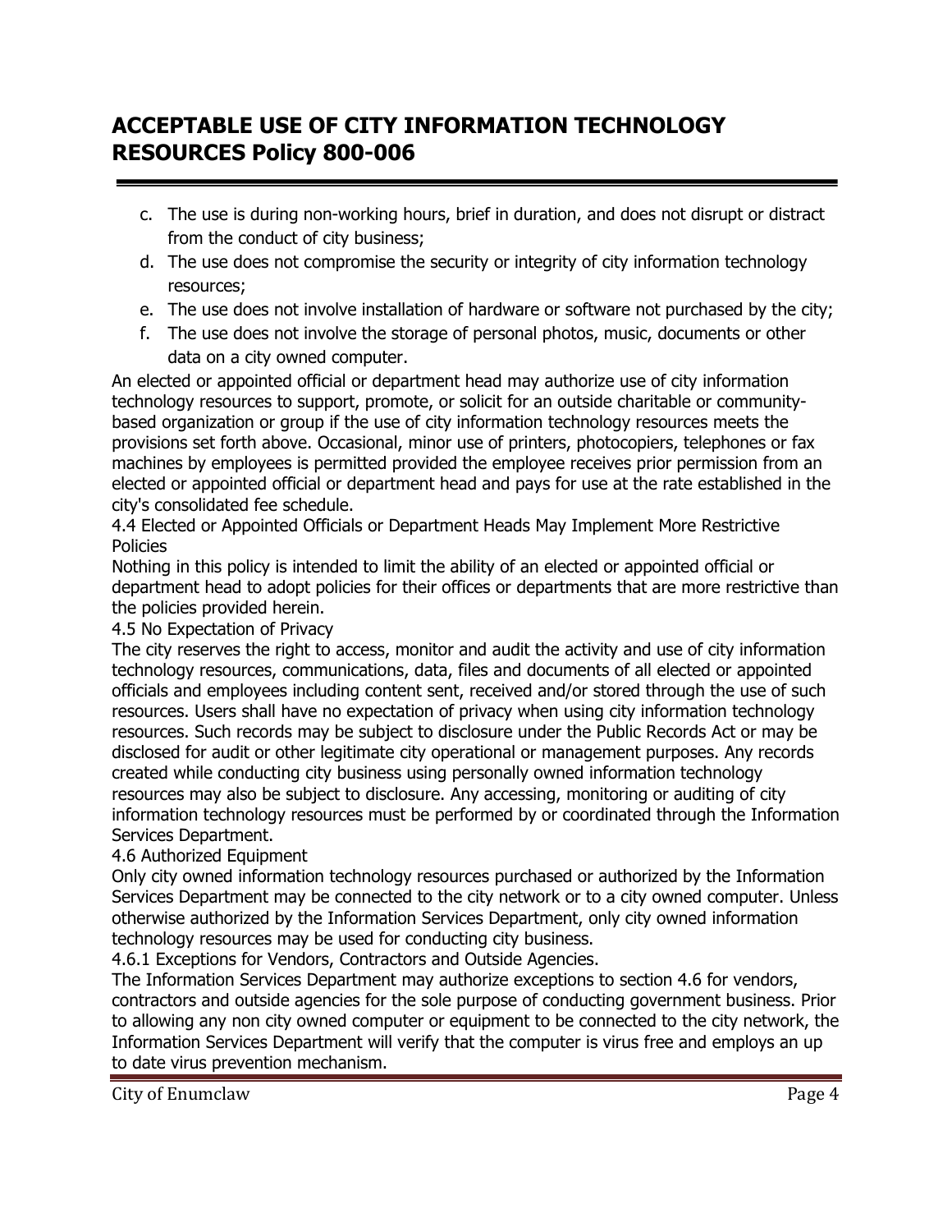c. The use is during non-working hours, brief in duration, and does not disrupt or distract from the conduct of city business;
d. The use does not compromise the security or integrity of city information technology resources;
e. The use does not involve installation of hardware or software not purchased by the city;
f. The use does not involve the storage of personal photos, music, documents or other data on a city owned computer.

An elected or appointed official or department head may authorize use of city information technology resources to support, promote, or solicit for an outside charitable or community-based organization or group if the use of city information technology resources meets the provisions set forth above. Occasional, minor use of printers, photocopiers, telephones or fax machines by employees is permitted provided the employee receives prior permission from an elected or appointed official or department head and pays for use at the rate established in the city's consolidated fee schedule.

4.4 Elected or Appointed Officials or Department Heads May Implement More Restrictive Policies

Nothing in this policy is intended to limit the ability of an elected or appointed official or department head to adopt policies for their offices or departments that are more restrictive than the policies provided herein.

4.5 No Expectation of Privacy

The city reserves the right to access, monitor and audit the activity and use of city information technology resources, communications, data, files and documents of all elected or appointed officials and employees including content sent, received and/or stored through the use of such resources. Users shall have no expectation of privacy when using city information technology resources. Such records may be subject to disclosure under the Public Records Act or may be disclosed for audit or other legitimate city operational or management purposes. Any records created while conducting city business using personally owned information technology resources may also be subject to disclosure. Any accessing, monitoring or auditing of city information technology resources must be performed by or coordinated through the Information Services Department.

4.6 Authorized Equipment

Only city owned information technology resources purchased or authorized by the Information Services Department may be connected to the city network or to a city owned computer. Unless otherwise authorized by the Information Services Department, only city owned information technology resources may be used for conducting city business.

4.6.1 Exceptions for Vendors, Contractors and Outside Agencies.

The Information Services Department may authorize exceptions to section 4.6 for vendors, contractors and outside agencies for the sole purpose of conducting government business. Prior to allowing any non city owned computer or equipment to be connected to the city network, the Information Services Department will verify that the computer is virus free and employs an up to date virus prevention mechanism.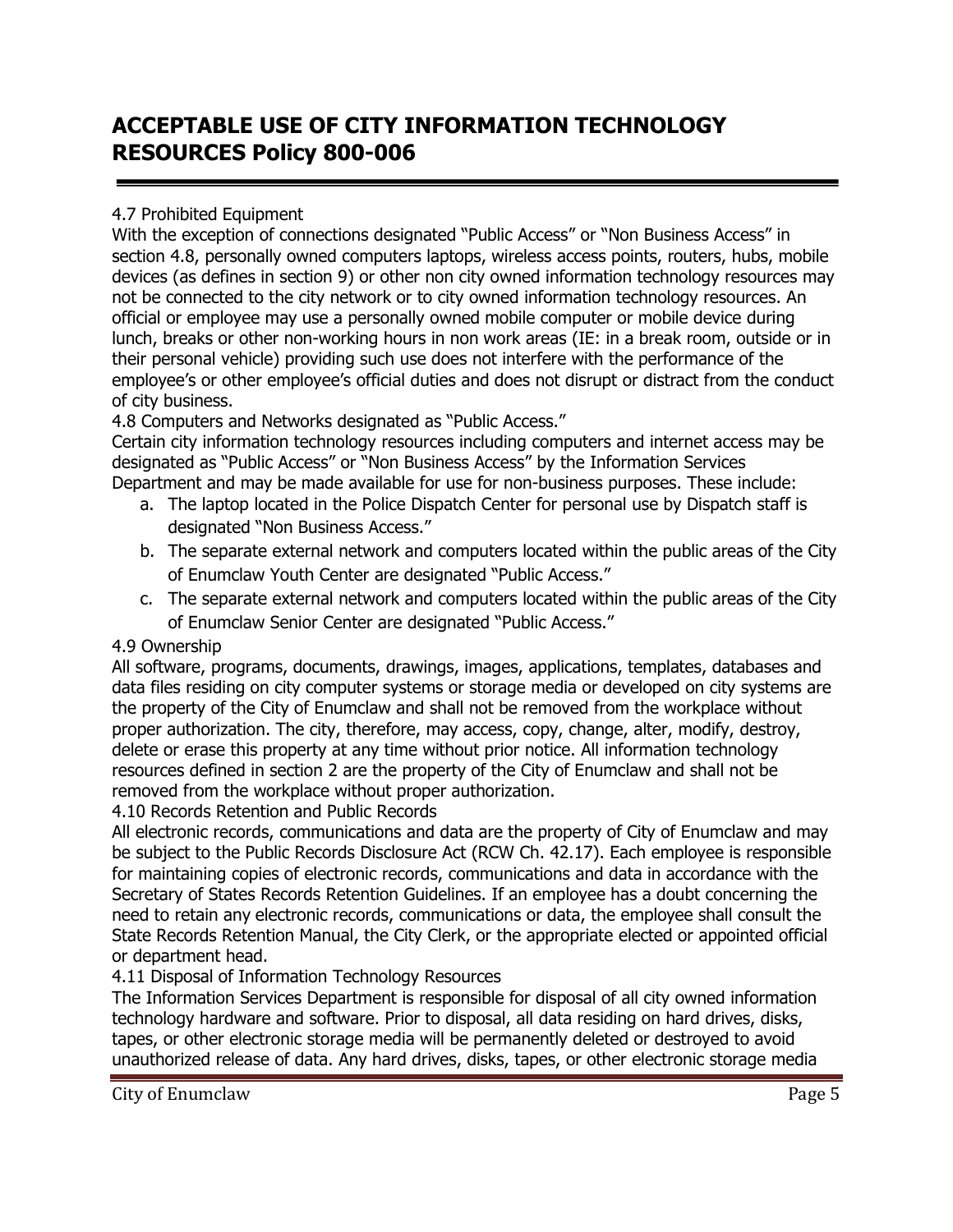4.7 Prohibited Equipment

With the exception of connections designated "Public Access" or "Non Business Access" in section 4.8, personally owned computers laptops, wireless access points, routers, hubs, mobile devices (as defines in section 9) or other non city owned information technology resources may not be connected to the city network or to city owned information technology resources. An official or employee may use a personally owned mobile computer or mobile device during lunch, breaks or other non-working hours in non work areas (IE: in a break room, outside or in their personal vehicle) providing such use does not interfere with the performance of the employee's or other employee's official duties and does not disrupt or distract from the conduct of city business.

4.8 Computers and Networks designated as "Public Access."

Certain city information technology resources including computers and internet access may be designated as "Public Access" or "Non Business Access" by the Information Services Department and may be made available for use for non-business purposes. These include:

a. The laptop located in the Police Dispatch Center for personal use by Dispatch staff is designated "Non Business Access."
b. The separate external network and computers located within the public areas of the City of Enumclaw Youth Center are designated "Public Access."
c. The separate external network and computers located within the public areas of the City of Enumclaw Senior Center are designated "Public Access."

4.9 Ownership

All software, programs, documents, drawings, images, applications, templates, databases and data files residing on city computer systems or storage media or developed on city systems are the property of the City of Enumclaw and shall not be removed from the workplace without proper authorization. The city, therefore, may access, copy, change, alter, modify, destroy, delete or erase this property at any time without prior notice. All information technology resources defined in section 2 are the property of the City of Enumclaw and shall not be removed from the workplace without proper authorization.

4.10 Records Retention and Public Records

All electronic records, communications and data are the property of City of Enumclaw and may be subject to the Public Records Disclosure Act (RCW Ch. 42.17). Each employee is responsible for maintaining copies of electronic records, communications and data in accordance with the Secretary of States Records Retention Guidelines. If an employee has a doubt concerning the need to retain any electronic records, communications or data, the employee shall consult the State Records Retention Manual, the City Clerk, or the appropriate elected or appointed official or department head.

4.11 Disposal of Information Technology Resources

The Information Services Department is responsible for disposal of all city owned information technology hardware and software. Prior to disposal, all data residing on hard drives, disks, tapes, or other electronic storage media will be permanently deleted or destroyed to avoid unauthorized release of data. Any hard drives, disks, tapes, or other electronic storage media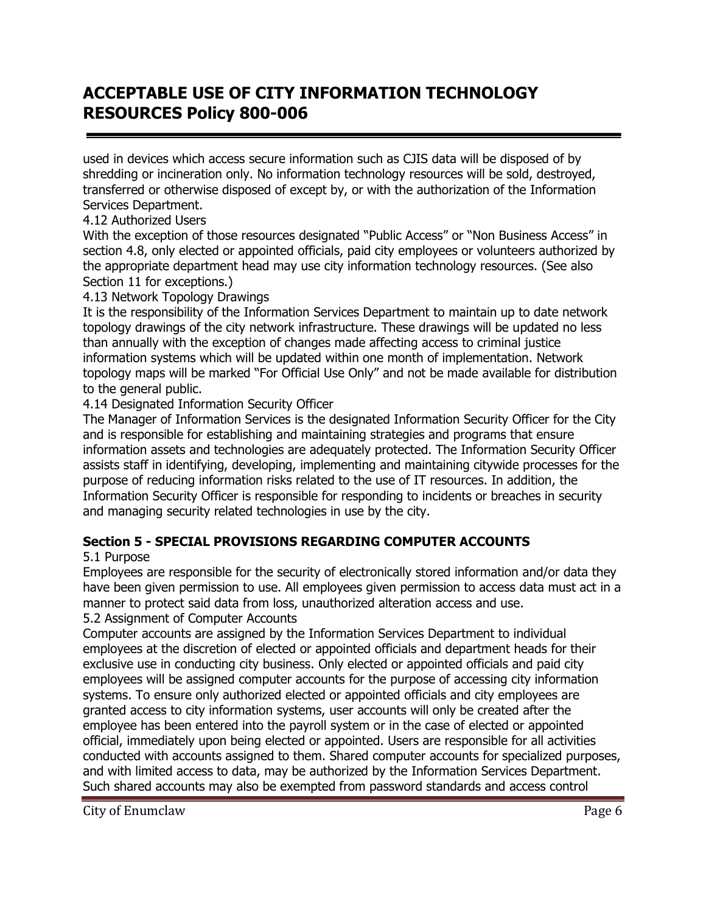used in devices which access secure information such as CJIS data will be disposed of by shredding or incineration only. No information technology resources will be sold, destroyed, transferred or otherwise disposed of except by, or with the authorization of the Information Services Department.

4.12 Authorized Users

With the exception of those resources designated "Public Access" or "Non Business Access" in section 4.8, only elected or appointed officials, paid city employees or volunteers authorized by the appropriate department head may use city information technology resources. (See also Section 11 for exceptions.)

4.13 Network Topology Drawings

It is the responsibility of the Information Services Department to maintain up to date network topology drawings of the city network infrastructure. These drawings will be updated no less than annually with the exception of changes made affecting access to criminal justice information systems which will be updated within one month of implementation. Network topology maps will be marked "For Official Use Only" and not be made available for distribution to the general public.

4.14 Designated Information Security Officer

The Manager of Information Services is the designated Information Security Officer for the City and is responsible for establishing and maintaining strategies and programs that ensure information assets and technologies are adequately protected. The Information Security Officer assists staff in identifying, developing, implementing and maintaining citywide processes for the purpose of reducing information risks related to the use of IT resources. In addition, the Information Security Officer is responsible for responding to incidents or breaches in security and managing security related technologies in use by the city.

**Section 5 - SPECIAL PROVISIONS REGARDING COMPUTER ACCOUNTS**

5.1 Purpose

Employees are responsible for the security of electronically stored information and/or data they have been given permission to use. All employees given permission to access data must act in a manner to protect said data from loss, unauthorized alteration access and use.

5.2 Assignment of Computer Accounts

Computer accounts are assigned by the Information Services Department to individual employees at the discretion of elected or appointed officials and department heads for their exclusive use in conducting city business. Only elected or appointed officials and paid city employees will be assigned computer accounts for the purpose of accessing city information systems. To ensure only authorized elected or appointed officials and city employees are granted access to city information systems, user accounts will only be created after the employee has been entered into the payroll system or in the case of elected or appointed official, immediately upon being elected or appointed. Users are responsible for all activities conducted with accounts assigned to them. Shared computer accounts for specialized purposes, and with limited access to data, may be authorized by the Information Services Department. Such shared accounts may also be exempted from password standards and access control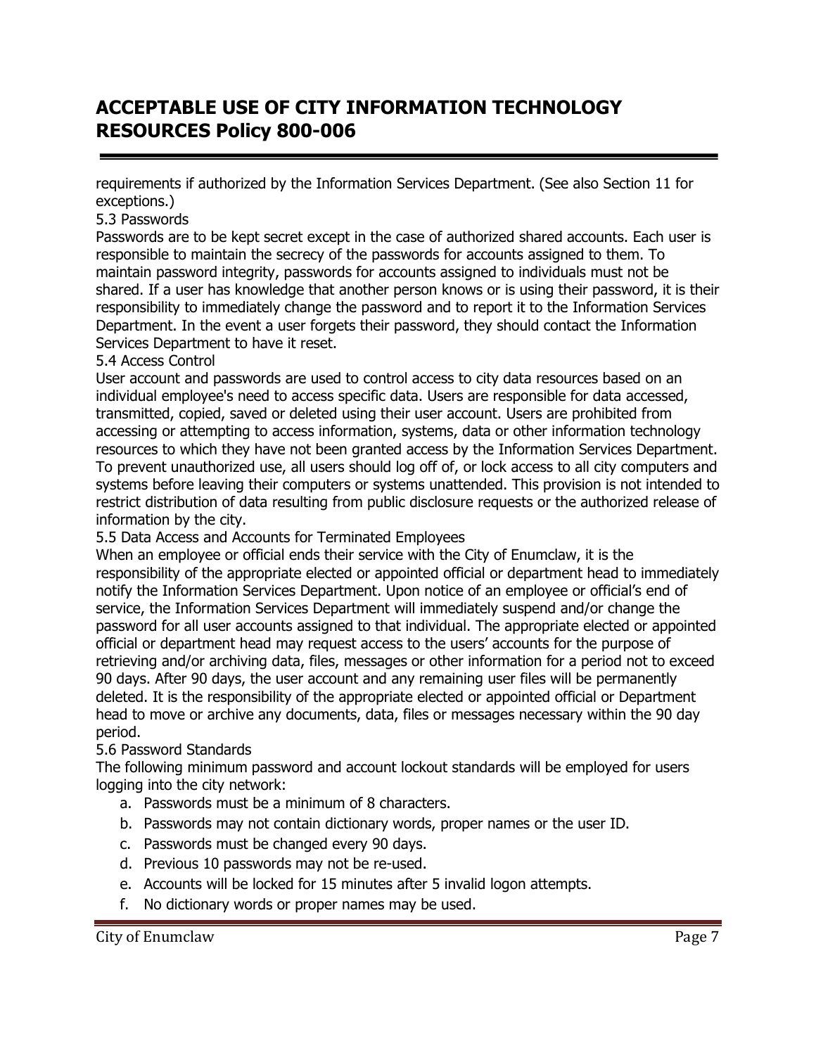requirements if authorized by the Information Services Department. (See also Section 11 for exceptions.)

5.3 Passwords

Passwords are to be kept secret except in the case of authorized shared accounts. Each user is responsible to maintain the secrecy of the passwords for accounts assigned to them. To maintain password integrity, passwords for accounts assigned to individuals must not be shared. If a user has knowledge that another person knows or is using their password, it is their responsibility to immediately change the password and to report it to the Information Services Department. In the event a user forgets their password, they should contact the Information Services Department to have it reset.

5.4 Access Control

User account and passwords are used to control access to city data resources based on an individual employee's need to access specific data. Users are responsible for data accessed, transmitted, copied, saved or deleted using their user account. Users are prohibited from accessing or attempting to access information, systems, data or other information technology resources to which they have not been granted access by the Information Services Department. To prevent unauthorized use, all users should log off of, or lock access to all city computers and systems before leaving their computers or systems unattended. This provision is not intended to restrict distribution of data resulting from public disclosure requests or the authorized release of information by the city.

5.5 Data Access and Accounts for Terminated Employees

When an employee or official ends their service with the City of Enumclaw, it is the responsibility of the appropriate elected or appointed official or department head to immediately notify the Information Services Department. Upon notice of an employee or official's end of service, the Information Services Department will immediately suspend and/or change the password for all user accounts assigned to that individual. The appropriate elected or appointed official or department head may request access to the users' accounts for the purpose of retrieving and/or archiving data, files, messages or other information for a period not to exceed 90 days. After 90 days, the user account and any remaining user files will be permanently deleted. It is the responsibility of the appropriate elected or appointed official or Department head to move or archive any documents, data, files or messages necessary within the 90 day period.

5.6 Password Standards

The following minimum password and account lockout standards will be employed for users logging into the city network:

a. Passwords must be a minimum of 8 characters.
b. Passwords may not contain dictionary words, proper names or the user ID.
c. Passwords must be changed every 90 days.
d. Previous 10 passwords may not be re-used.
e. Accounts will be locked for 15 minutes after 5 invalid logon attempts.
f. No dictionary words or proper names may be used.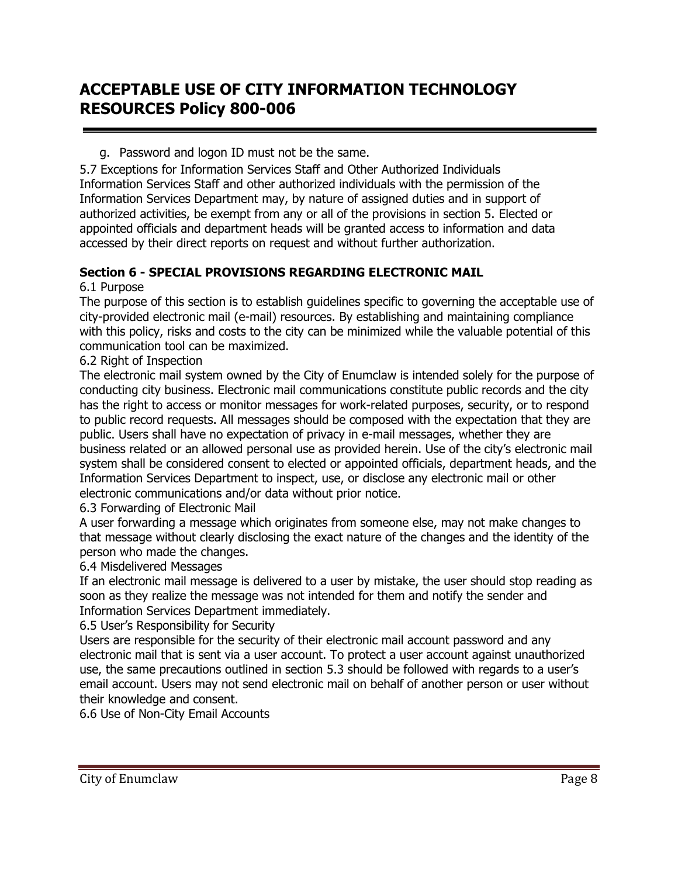g. Password and logon ID must not be the same.

5.7 Exceptions for Information Services Staff and Other Authorized Individuals
Information Services Staff and other authorized individuals with the permission of the Information Services Department may, by nature of assigned duties and in support of authorized activities, be exempt from any or all of the provisions in section 5. Elected or appointed officials and department heads will be granted access to information and data accessed by their direct reports on request and without further authorization.

**Section 6 - SPECIAL PROVISIONS REGARDING ELECTRONIC MAIL**

6.1 Purpose
The purpose of this section is to establish guidelines specific to governing the acceptable use of city-provided electronic mail (e-mail) resources. By establishing and maintaining compliance with this policy, risks and costs to the city can be minimized while the valuable potential of this communication tool can be maximized.

6.2 Right of Inspection
The electronic mail system owned by the City of Enumclaw is intended solely for the purpose of conducting city business. Electronic mail communications constitute public records and the city has the right to access or monitor messages for work-related purposes, security, or to respond to public record requests. All messages should be composed with the expectation that they are public. Users shall have no expectation of privacy in e-mail messages, whether they are business related or an allowed personal use as provided herein. Use of the city's electronic mail system shall be considered consent to elected or appointed officials, department heads, and the Information Services Department to inspect, use, or disclose any electronic mail or other electronic communications and/or data without prior notice.

6.3 Forwarding of Electronic Mail
A user forwarding a message which originates from someone else, may not make changes to that message without clearly disclosing the exact nature of the changes and the identity of the person who made the changes.

6.4 Misdelivered Messages
If an electronic mail message is delivered to a user by mistake, the user should stop reading as soon as they realize the message was not intended for them and notify the sender and Information Services Department immediately.

6.5 User's Responsibility for Security
Users are responsible for the security of their electronic mail account password and any electronic mail that is sent via a user account. To protect a user account against unauthorized use, the same precautions outlined in section 5.3 should be followed with regards to a user's email account. Users may not send electronic mail on behalf of another person or user without their knowledge and consent.

6.6 Use of Non-City Email Accounts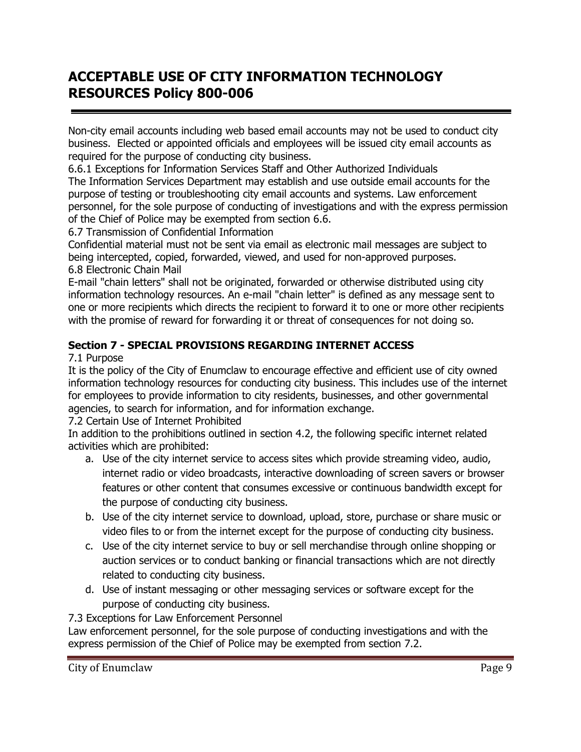Non-city email accounts including web based email accounts may not be used to conduct city business. Elected or appointed officials and employees will be issued city email accounts as required for the purpose of conducting city business.

6.6.1 Exceptions for Information Services Staff and Other Authorized Individuals

The Information Services Department may establish and use outside email accounts for the purpose of testing or troubleshooting city email accounts and systems. Law enforcement personnel, for the sole purpose of conducting of investigations and with the express permission of the Chief of Police may be exempted from section 6.6.

6.7 Transmission of Confidential Information

Confidential material must not be sent via email as electronic mail messages are subject to being intercepted, copied, forwarded, viewed, and used for non-approved purposes.

6.8 Electronic Chain Mail

E-mail "chain letters" shall not be originated, forwarded or otherwise distributed using city information technology resources. An e-mail "chain letter" is defined as any message sent to one or more recipients which directs the recipient to forward it to one or more other recipients with the promise of reward for forwarding it or threat of consequences for not doing so.

**Section 7 - SPECIAL PROVISIONS REGARDING INTERNET ACCESS**

7.1 Purpose

It is the policy of the City of Enumclaw to encourage effective and efficient use of city owned information technology resources for conducting city business. This includes use of the internet for employees to provide information to city residents, businesses, and other governmental agencies, to search for information, and for information exchange.

7.2 Certain Use of Internet Prohibited

In addition to the prohibitions outlined in section 4.2, the following specific internet related activities which are prohibited:

a. Use of the city internet service to access sites which provide streaming video, audio, internet radio or video broadcasts, interactive downloading of screen savers or browser features or other content that consumes excessive or continuous bandwidth except for the purpose of conducting city business.
b. Use of the city internet service to download, upload, store, purchase or share music or video files to or from the internet except for the purpose of conducting city business.
c. Use of the city internet service to buy or sell merchandise through online shopping or auction services or to conduct banking or financial transactions which are not directly related to conducting city business.
d. Use of instant messaging or other messaging services or software except for the purpose of conducting city business.

7.3 Exceptions for Law Enforcement Personnel

Law enforcement personnel, for the sole purpose of conducting investigations and with the express permission of the Chief of Police may be exempted from section 7.2.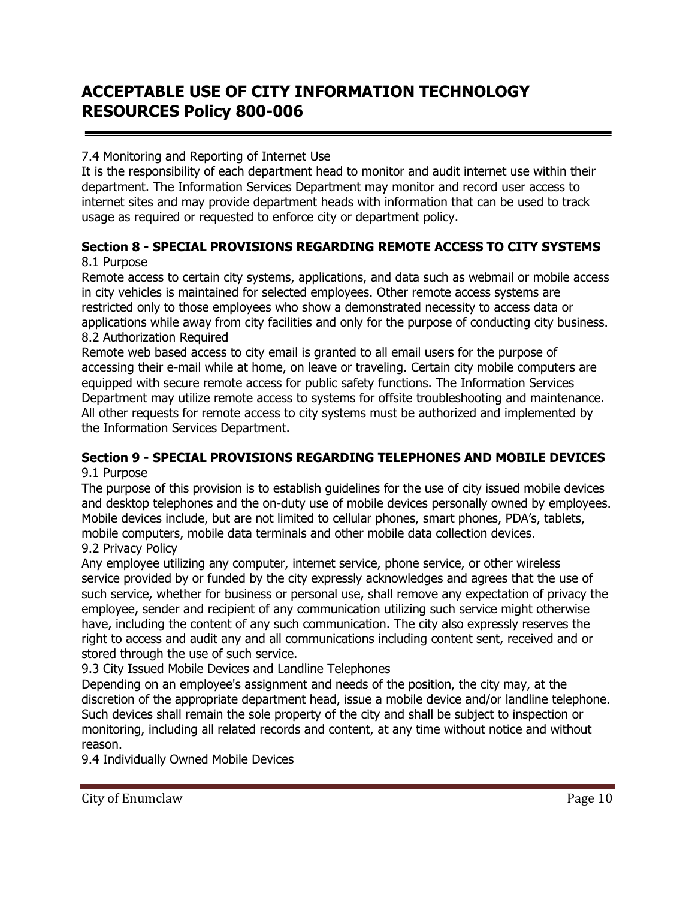7.4 Monitoring and Reporting of Internet Use
It is the responsibility of each department head to monitor and audit internet use within their department. The Information Services Department may monitor and record user access to internet sites and may provide department heads with information that can be used to track usage as required or requested to enforce city or department policy.

**Section 8 - SPECIAL PROVISIONS REGARDING REMOTE ACCESS TO CITY SYSTEMS**

8.1 Purpose
Remote access to certain city systems, applications, and data such as webmail or mobile access in city vehicles is maintained for selected employees. Other remote access systems are restricted only to those employees who show a demonstrated necessity to access data or applications while away from city facilities and only for the purpose of conducting city business.

8.2 Authorization Required
Remote web based access to city email is granted to all email users for the purpose of accessing their e-mail while at home, on leave or traveling. Certain city mobile computers are equipped with secure remote access for public safety functions. The Information Services Department may utilize remote access to systems for offsite troubleshooting and maintenance. All other requests for remote access to city systems must be authorized and implemented by the Information Services Department.

**Section 9 - SPECIAL PROVISIONS REGARDING TELEPHONES AND MOBILE DEVICES**

9.1 Purpose
The purpose of this provision is to establish guidelines for the use of city issued mobile devices and desktop telephones and the on-duty use of mobile devices personally owned by employees. Mobile devices include, but are not limited to cellular phones, smart phones, PDA's, tablets, mobile computers, mobile data terminals and other mobile data collection devices.

9.2 Privacy Policy
Any employee utilizing any computer, internet service, phone service, or other wireless service provided by or funded by the city expressly acknowledges and agrees that the use of such service, whether for business or personal use, shall remove any expectation of privacy the employee, sender and recipient of any communication utilizing such service might otherwise have, including the content of any such communication. The city also expressly reserves the right to access and audit any and all communications including content sent, received and or stored through the use of such service.

9.3 City Issued Mobile Devices and Landline Telephones
Depending on an employee's assignment and needs of the position, the city may, at the discretion of the appropriate department head, issue a mobile device and/or landline telephone. Such devices shall remain the sole property of the city and shall be subject to inspection or monitoring, including all related records and content, at any time without notice and without reason.

9.4 Individually Owned Mobile Devices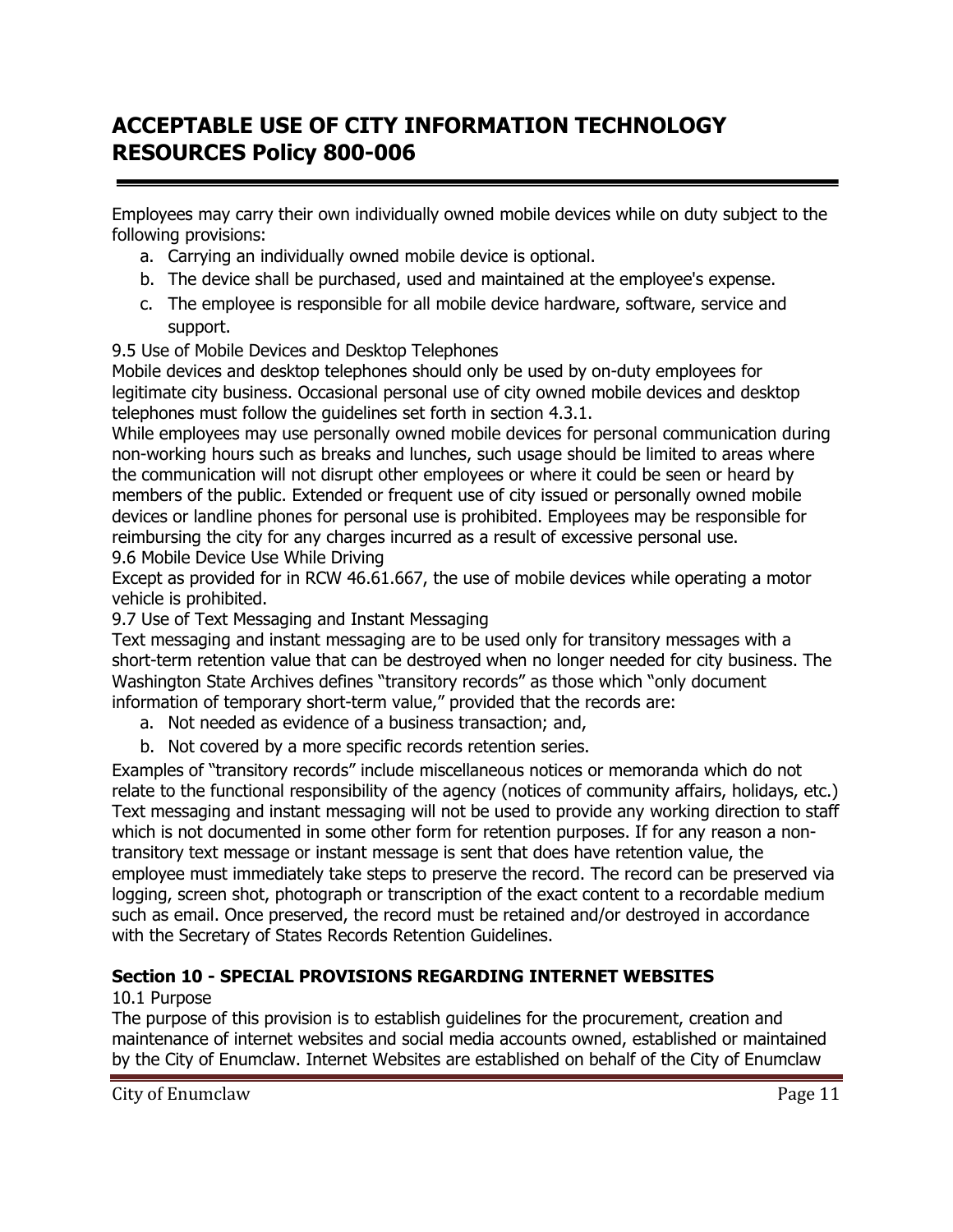Employees may carry their own individually owned mobile devices while on duty subject to the following provisions:

a. Carrying an individually owned mobile device is optional.
b. The device shall be purchased, used and maintained at the employee's expense.
c. The employee is responsible for all mobile device hardware, software, service and support.

9.5 Use of Mobile Devices and Desktop Telephones

Mobile devices and desktop telephones should only be used by on-duty employees for legitimate city business. Occasional personal use of city owned mobile devices and desktop telephones must follow the guidelines set forth in section 4.3.1.

While employees may use personally owned mobile devices for personal communication during non-working hours such as breaks and lunches, such usage should be limited to areas where the communication will not disrupt other employees or where it could be seen or heard by members of the public. Extended or frequent use of city issued or personally owned mobile devices or landline phones for personal use is prohibited. Employees may be responsible for reimbursing the city for any charges incurred as a result of excessive personal use.

9.6 Mobile Device Use While Driving

Except as provided for in RCW 46.61.667, the use of mobile devices while operating a motor vehicle is prohibited.

9.7 Use of Text Messaging and Instant Messaging

Text messaging and instant messaging are to be used only for transitory messages with a short-term retention value that can be destroyed when no longer needed for city business. The Washington State Archives defines "transitory records" as those which "only document information of temporary short-term value," provided that the records are:

a. Not needed as evidence of a business transaction; and,
b. Not covered by a more specific records retention series.

Examples of "transitory records" include miscellaneous notices or memoranda which do not relate to the functional responsibility of the agency (notices of community affairs, holidays, etc.) Text messaging and instant messaging will not be used to provide any working direction to staff which is not documented in some other form for retention purposes. If for any reason a non-transitory text message or instant message is sent that does have retention value, the employee must immediately take steps to preserve the record. The record can be preserved via logging, screen shot, photograph or transcription of the exact content to a recordable medium such as email. Once preserved, the record must be retained and/or destroyed in accordance with the Secretary of States Records Retention Guidelines.

## Section 10 - SPECIAL PROVISIONS REGARDING INTERNET WEBSITES

10.1 Purpose

The purpose of this provision is to establish guidelines for the procurement, creation and maintenance of internet websites and social media accounts owned, established or maintained by the City of Enumclaw. Internet Websites are established on behalf of the City of Enumclaw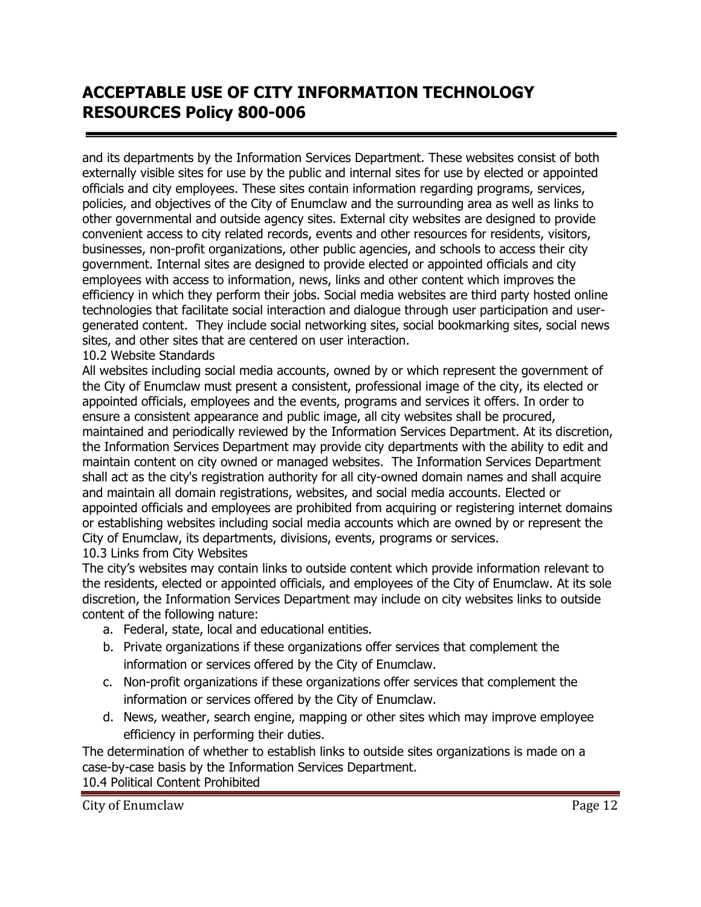and its departments by the Information Services Department. These websites consist of both externally visible sites for use by the public and internal sites for use by elected or appointed officials and city employees. These sites contain information regarding programs, services, policies, and objectives of the City of Enumclaw and the surrounding area as well as links to other governmental and outside agency sites. External city websites are designed to provide convenient access to city related records, events and other resources for residents, visitors, businesses, non-profit organizations, other public agencies, and schools to access their city government. Internal sites are designed to provide elected or appointed officials and city employees with access to information, news, links and other content which improves the efficiency in which they perform their jobs. Social media websites are third party hosted online technologies that facilitate social interaction and dialogue through user participation and user-generated content. They include social networking sites, social bookmarking sites, social news sites, and other sites that are centered on user interaction.

10.2 Website Standards

All websites including social media accounts, owned by or which represent the government of the City of Enumclaw must present a consistent, professional image of the city, its elected or appointed officials, employees and the events, programs and services it offers. In order to ensure a consistent appearance and public image, all city websites shall be procured, maintained and periodically reviewed by the Information Services Department. At its discretion, the Information Services Department may provide city departments with the ability to edit and maintain content on city owned or managed websites. The Information Services Department shall act as the city's registration authority for all city-owned domain names and shall acquire and maintain all domain registrations, websites, and social media accounts. Elected or appointed officials and employees are prohibited from acquiring or registering internet domains or establishing websites including social media accounts which are owned by or represent the City of Enumclaw, its departments, divisions, events, programs or services.

10.3 Links from City Websites

The city's websites may contain links to outside content which provide information relevant to the residents, elected or appointed officials, and employees of the City of Enumclaw. At its sole discretion, the Information Services Department may include on city websites links to outside content of the following nature:

a. Federal, state, local and educational entities.
b. Private organizations if these organizations offer services that complement the information or services offered by the City of Enumclaw.
c. Non-profit organizations if these organizations offer services that complement the information or services offered by the City of Enumclaw.
d. News, weather, search engine, mapping or other sites which may improve employee efficiency in performing their duties.

The determination of whether to establish links to outside sites organizations is made on a case-by-case basis by the Information Services Department.

10.4 Political Content Prohibited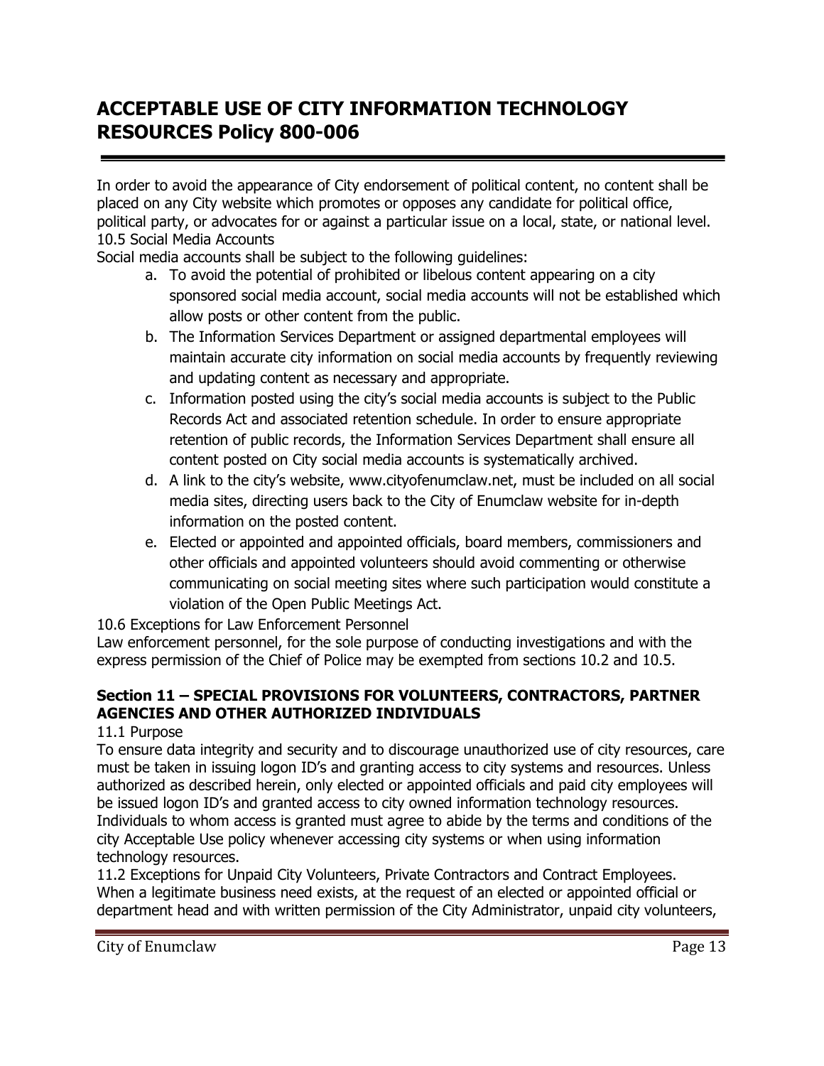In order to avoid the appearance of City endorsement of political content, no content shall be placed on any City website which promotes or opposes any candidate for political office, political party, or advocates for or against a particular issue on a local, state, or national level.

10.5 Social Media Accounts

Social media accounts shall be subject to the following guidelines:

a. To avoid the potential of prohibited or libelous content appearing on a city sponsored social media account, social media accounts will not be established which allow posts or other content from the public.
b. The Information Services Department or assigned departmental employees will maintain accurate city information on social media accounts by frequently reviewing and updating content as necessary and appropriate.
c. Information posted using the city's social media accounts is subject to the Public Records Act and associated retention schedule. In order to ensure appropriate retention of public records, the Information Services Department shall ensure all content posted on City social media accounts is systematically archived.
d. A link to the city's website, www.cityofenumclaw.net, must be included on all social media sites, directing users back to the City of Enumclaw website for in-depth information on the posted content.
e. Elected or appointed and appointed officials, board members, commissioners and other officials and appointed volunteers should avoid commenting or otherwise communicating on social meeting sites where such participation would constitute a violation of the Open Public Meetings Act.

10.6 Exceptions for Law Enforcement Personnel

Law enforcement personnel, for the sole purpose of conducting investigations and with the express permission of the Chief of Police may be exempted from sections 10.2 and 10.5.

## Section 11 – SPECIAL PROVISIONS FOR VOLUNTEERS, CONTRACTORS, PARTNER AGENCIES AND OTHER AUTHORIZED INDIVIDUALS

11.1 Purpose

To ensure data integrity and security and to discourage unauthorized use of city resources, care must be taken in issuing logon ID's and granting access to city systems and resources. Unless authorized as described herein, only elected or appointed officials and paid city employees will be issued logon ID's and granted access to city owned information technology resources. Individuals to whom access is granted must agree to abide by the terms and conditions of the city Acceptable Use policy whenever accessing city systems or when using information technology resources.

11.2 Exceptions for Unpaid City Volunteers, Private Contractors and Contract Employees.

When a legitimate business need exists, at the request of an elected or appointed official or department head and with written permission of the City Administrator, unpaid city volunteers,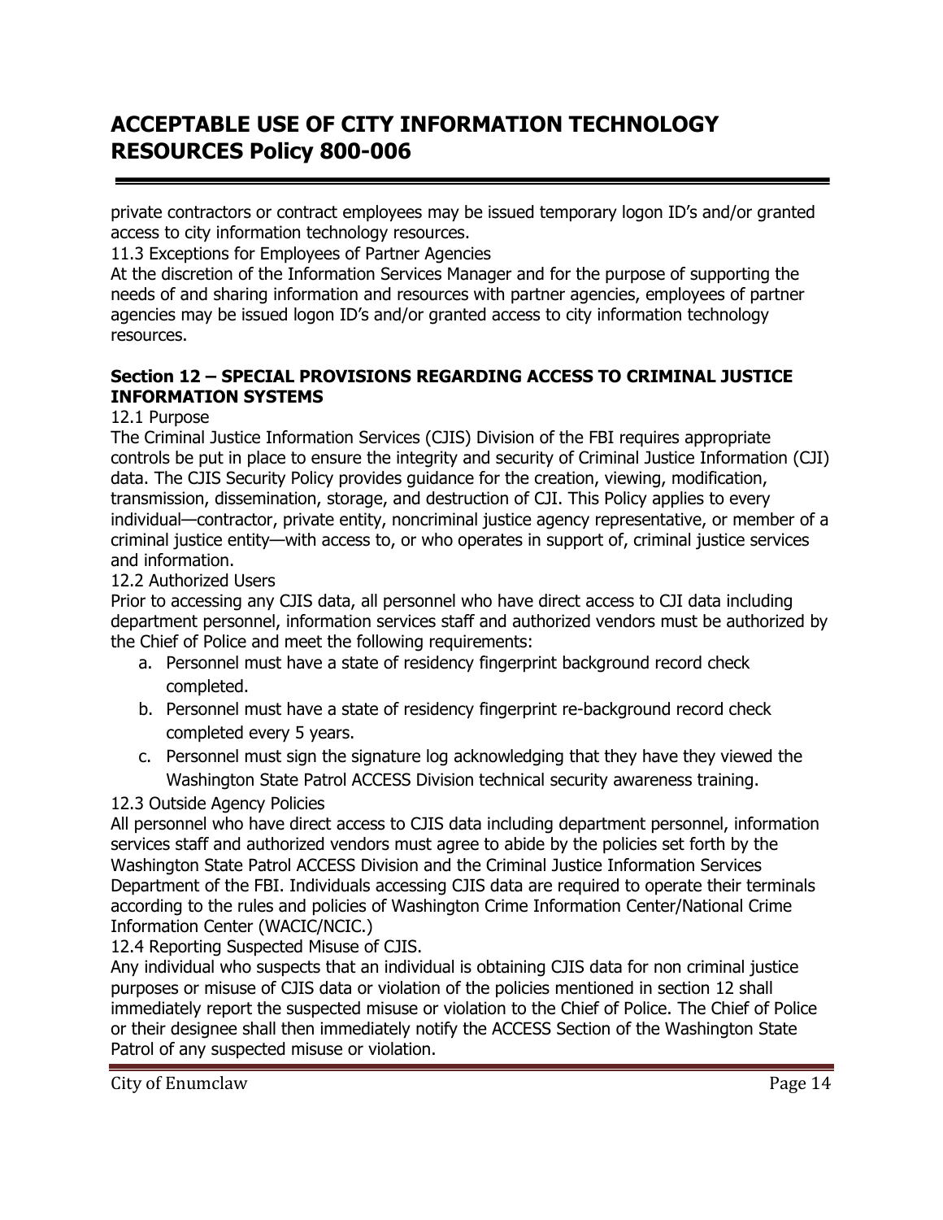private contractors or contract employees may be issued temporary logon ID's and/or granted access to city information technology resources.

11.3 Exceptions for Employees of Partner Agencies

At the discretion of the Information Services Manager and for the purpose of supporting the needs of and sharing information and resources with partner agencies, employees of partner agencies may be issued logon ID's and/or granted access to city information technology resources.

## Section 12 – SPECIAL PROVISIONS REGARDING ACCESS TO CRIMINAL JUSTICE INFORMATION SYSTEMS

12.1 Purpose

The Criminal Justice Information Services (CJIS) Division of the FBI requires appropriate controls be put in place to ensure the integrity and security of Criminal Justice Information (CJI) data. The CJIS Security Policy provides guidance for the creation, viewing, modification, transmission, dissemination, storage, and destruction of CJI. This Policy applies to every individual—contractor, private entity, noncriminal justice agency representative, or member of a criminal justice entity—with access to, or who operates in support of, criminal justice services and information.

12.2 Authorized Users

Prior to accessing any CJIS data, all personnel who have direct access to CJI data including department personnel, information services staff and authorized vendors must be authorized by the Chief of Police and meet the following requirements:

a. Personnel must have a state of residency fingerprint background record check completed.
b. Personnel must have a state of residency fingerprint re-background record check completed every 5 years.
c. Personnel must sign the signature log acknowledging that they have they viewed the Washington State Patrol ACCESS Division technical security awareness training.

12.3 Outside Agency Policies

All personnel who have direct access to CJIS data including department personnel, information services staff and authorized vendors must agree to abide by the policies set forth by the Washington State Patrol ACCESS Division and the Criminal Justice Information Services Department of the FBI. Individuals accessing CJIS data are required to operate their terminals according to the rules and policies of Washington Crime Information Center/National Crime Information Center (WACIC/NCIC.)

12.4 Reporting Suspected Misuse of CJIS.

Any individual who suspects that an individual is obtaining CJIS data for non criminal justice purposes or misuse of CJIS data or violation of the policies mentioned in section 12 shall immediately report the suspected misuse or violation to the Chief of Police. The Chief of Police or their designee shall then immediately notify the ACCESS Section of the Washington State Patrol of any suspected misuse or violation.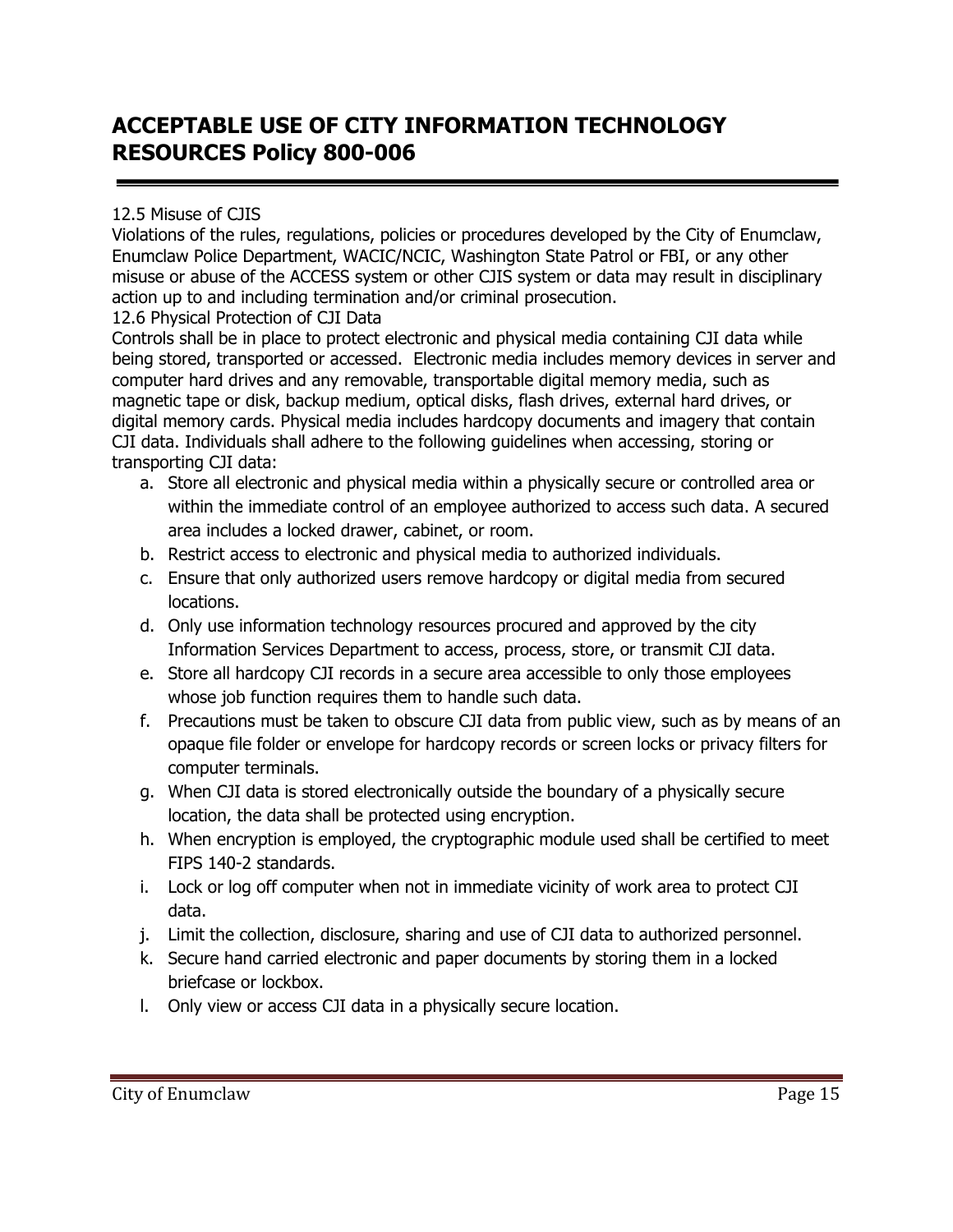12.5 Misuse of CJIS

Violations of the rules, regulations, policies or procedures developed by the City of Enumclaw, Enumclaw Police Department, WACIC/NCIC, Washington State Patrol or FBI, or any other misuse or abuse of the ACCESS system or other CJIS system or data may result in disciplinary action up to and including termination and/or criminal prosecution.

12.6 Physical Protection of CJI Data

Controls shall be in place to protect electronic and physical media containing CJI data while being stored, transported or accessed. Electronic media includes memory devices in server and computer hard drives and any removable, transportable digital memory media, such as magnetic tape or disk, backup medium, optical disks, flash drives, external hard drives, or digital memory cards. Physical media includes hardcopy documents and imagery that contain CJI data. Individuals shall adhere to the following guidelines when accessing, storing or transporting CJI data:

a. Store all electronic and physical media within a physically secure or controlled area or within the immediate control of an employee authorized to access such data. A secured area includes a locked drawer, cabinet, or room.
b. Restrict access to electronic and physical media to authorized individuals.
c. Ensure that only authorized users remove hardcopy or digital media from secured locations.
d. Only use information technology resources procured and approved by the city Information Services Department to access, process, store, or transmit CJI data.
e. Store all hardcopy CJI records in a secure area accessible to only those employees whose job function requires them to handle such data.
f. Precautions must be taken to obscure CJI data from public view, such as by means of an opaque file folder or envelope for hardcopy records or screen locks or privacy filters for computer terminals.
g. When CJI data is stored electronically outside the boundary of a physically secure location, the data shall be protected using encryption.
h. When encryption is employed, the cryptographic module used shall be certified to meet FIPS 140-2 standards.
i. Lock or log off computer when not in immediate vicinity of work area to protect CJI data.
j. Limit the collection, disclosure, sharing and use of CJI data to authorized personnel.
k. Secure hand carried electronic and paper documents by storing them in a locked briefcase or lockbox.
l. Only view or access CJI data in a physically secure location.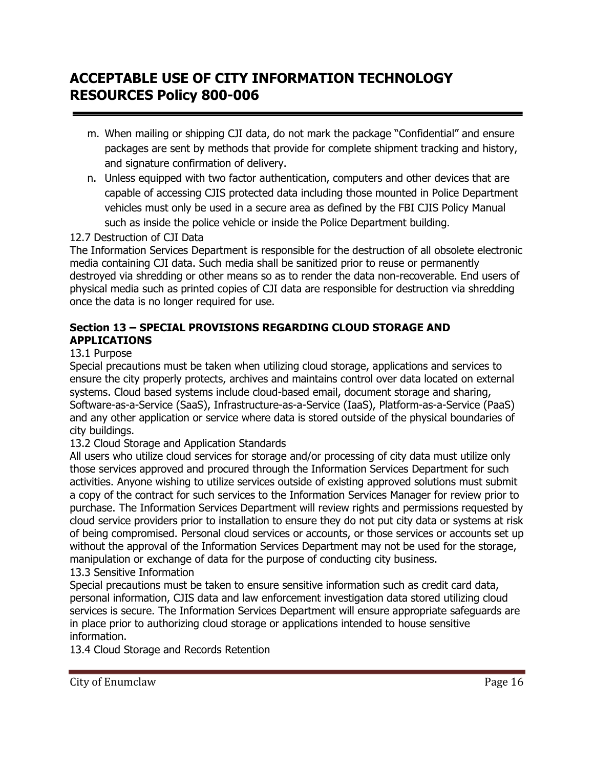m. When mailing or shipping CJI data, do not mark the package "Confidential" and ensure packages are sent by methods that provide for complete shipment tracking and history, and signature confirmation of delivery.

n. Unless equipped with two factor authentication, computers and other devices that are capable of accessing CJIS protected data including those mounted in Police Department vehicles must only be used in a secure area as defined by the FBI CJIS Policy Manual such as inside the police vehicle or inside the Police Department building.

12.7 Destruction of CJI Data

The Information Services Department is responsible for the destruction of all obsolete electronic media containing CJI data. Such media shall be sanitized prior to reuse or permanently destroyed via shredding or other means so as to render the data non-recoverable. End users of physical media such as printed copies of CJI data are responsible for destruction via shredding once the data is no longer required for use.

## Section 13 – SPECIAL PROVISIONS REGARDING CLOUD STORAGE AND APPLICATIONS

13.1 Purpose

Special precautions must be taken when utilizing cloud storage, applications and services to ensure the city properly protects, archives and maintains control over data located on external systems. Cloud based systems include cloud-based email, document storage and sharing, Software-as-a-Service (SaaS), Infrastructure-as-a-Service (IaaS), Platform-as-a-Service (PaaS) and any other application or service where data is stored outside of the physical boundaries of city buildings.

13.2 Cloud Storage and Application Standards

All users who utilize cloud services for storage and/or processing of city data must utilize only those services approved and procured through the Information Services Department for such activities. Anyone wishing to utilize services outside of existing approved solutions must submit a copy of the contract for such services to the Information Services Manager for review prior to purchase. The Information Services Department will review rights and permissions requested by cloud service providers prior to installation to ensure they do not put city data or systems at risk of being compromised. Personal cloud services or accounts, or those services or accounts set up without the approval of the Information Services Department may not be used for the storage, manipulation or exchange of data for the purpose of conducting city business.

13.3 Sensitive Information

Special precautions must be taken to ensure sensitive information such as credit card data, personal information, CJIS data and law enforcement investigation data stored utilizing cloud services is secure. The Information Services Department will ensure appropriate safeguards are in place prior to authorizing cloud storage or applications intended to house sensitive information.

13.4 Cloud Storage and Records Retention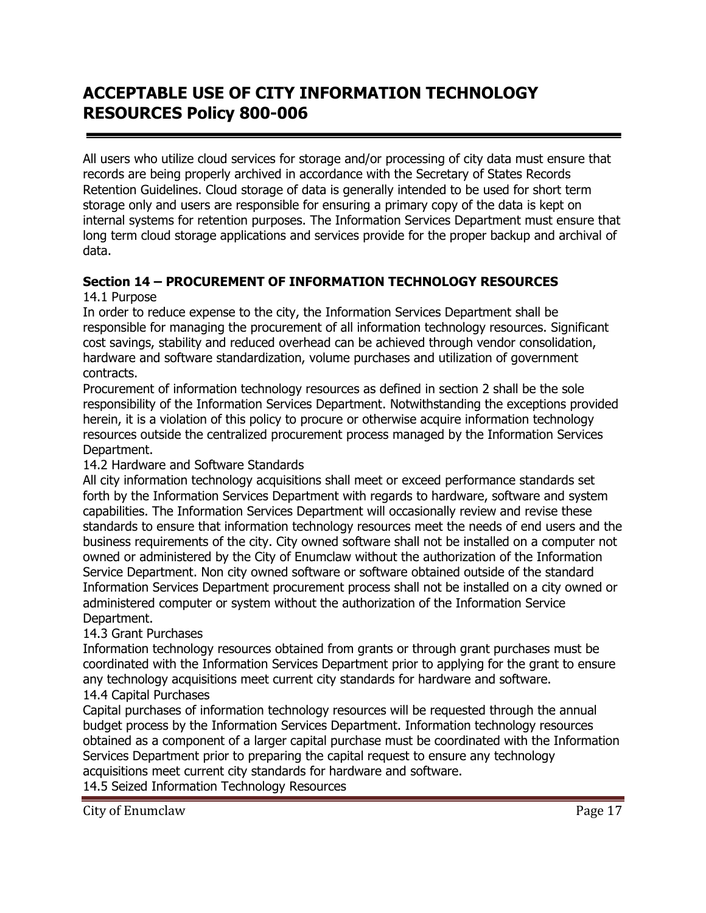# ACCEPTABLE USE OF CITY INFORMATION TECHNOLOGY RESOURCES Policy 800-006

All users who utilize cloud services for storage and/or processing of city data must ensure that records are being properly archived in accordance with the Secretary of States Records Retention Guidelines. Cloud storage of data is generally intended to be used for short term storage only and users are responsible for ensuring a primary copy of the data is kept on internal systems for retention purposes. The Information Services Department must ensure that long term cloud storage applications and services provide for the proper backup and archival of data.

**Section 14 – PROCUREMENT OF INFORMATION TECHNOLOGY RESOURCES**

14.1 Purpose

In order to reduce expense to the city, the Information Services Department shall be responsible for managing the procurement of all information technology resources. Significant cost savings, stability and reduced overhead can be achieved through vendor consolidation, hardware and software standardization, volume purchases and utilization of government contracts.

Procurement of information technology resources as defined in section 2 shall be the sole responsibility of the Information Services Department. Notwithstanding the exceptions provided herein, it is a violation of this policy to procure or otherwise acquire information technology resources outside the centralized procurement process managed by the Information Services Department.

14.2 Hardware and Software Standards

All city information technology acquisitions shall meet or exceed performance standards set forth by the Information Services Department with regards to hardware, software and system capabilities. The Information Services Department will occasionally review and revise these standards to ensure that information technology resources meet the needs of end users and the business requirements of the city. City owned software shall not be installed on a computer not owned or administered by the City of Enumclaw without the authorization of the Information Service Department. Non city owned software or software obtained outside of the standard Information Services Department procurement process shall not be installed on a city owned or administered computer or system without the authorization of the Information Service Department.

14.3 Grant Purchases

Information technology resources obtained from grants or through grant purchases must be coordinated with the Information Services Department prior to applying for the grant to ensure any technology acquisitions meet current city standards for hardware and software.

14.4 Capital Purchases

Capital purchases of information technology resources will be requested through the annual budget process by the Information Services Department. Information technology resources obtained as a component of a larger capital purchase must be coordinated with the Information Services Department prior to preparing the capital request to ensure any technology acquisitions meet current city standards for hardware and software.

14.5 Seized Information Technology Resources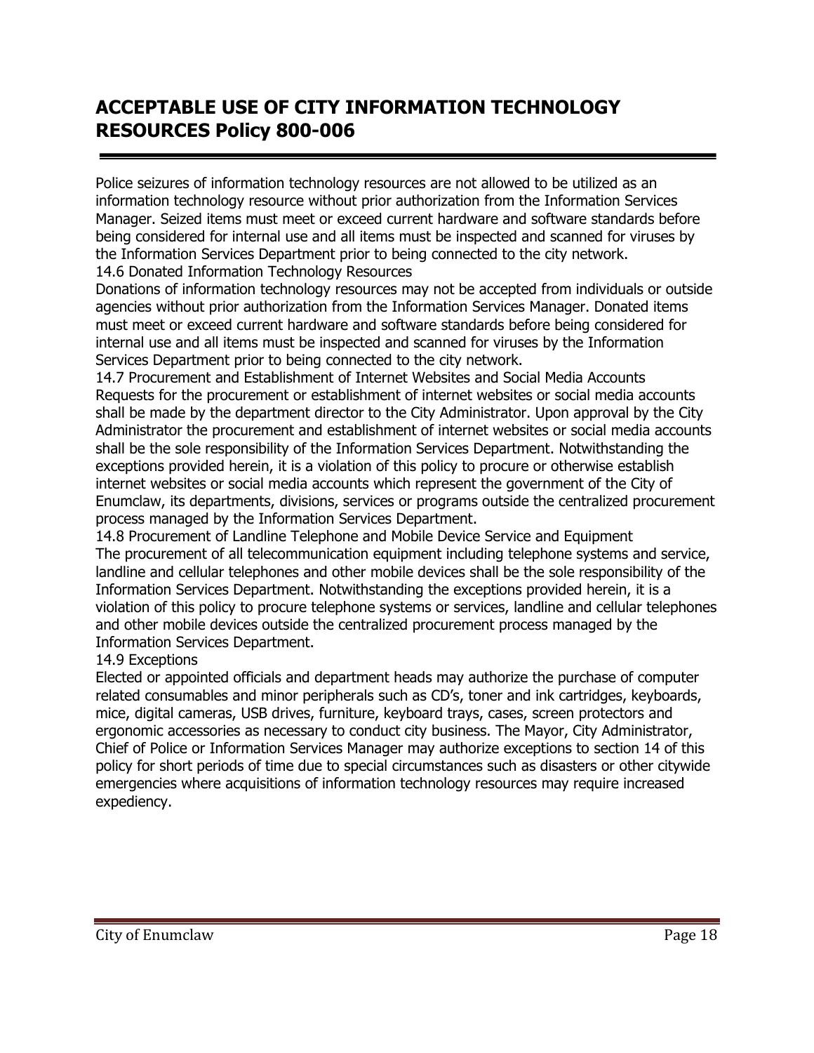# ACCEPTABLE USE OF CITY INFORMATION TECHNOLOGY RESOURCES Policy 800-006

Police seizures of information technology resources are not allowed to be utilized as an information technology resource without prior authorization from the Information Services Manager. Seized items must meet or exceed current hardware and software standards before being considered for internal use and all items must be inspected and scanned for viruses by the Information Services Department prior to being connected to the city network.

14.6 Donated Information Technology Resources

Donations of information technology resources may not be accepted from individuals or outside agencies without prior authorization from the Information Services Manager. Donated items must meet or exceed current hardware and software standards before being considered for internal use and all items must be inspected and scanned for viruses by the Information Services Department prior to being connected to the city network.

14.7 Procurement and Establishment of Internet Websites and Social Media Accounts

Requests for the procurement or establishment of internet websites or social media accounts shall be made by the department director to the City Administrator. Upon approval by the City Administrator the procurement and establishment of internet websites or social media accounts shall be the sole responsibility of the Information Services Department. Notwithstanding the exceptions provided herein, it is a violation of this policy to procure or otherwise establish internet websites or social media accounts which represent the government of the City of Enumclaw, its departments, divisions, services or programs outside the centralized procurement process managed by the Information Services Department.

14.8 Procurement of Landline Telephone and Mobile Device Service and Equipment

The procurement of all telecommunication equipment including telephone systems and service, landline and cellular telephones and other mobile devices shall be the sole responsibility of the Information Services Department. Notwithstanding the exceptions provided herein, it is a violation of this policy to procure telephone systems or services, landline and cellular telephones and other mobile devices outside the centralized procurement process managed by the Information Services Department.

14.9 Exceptions

Elected or appointed officials and department heads may authorize the purchase of computer related consumables and minor peripherals such as CD's, toner and ink cartridges, keyboards, mice, digital cameras, USB drives, furniture, keyboard trays, cases, screen protectors and ergonomic accessories as necessary to conduct city business. The Mayor, City Administrator, Chief of Police or Information Services Manager may authorize exceptions to section 14 of this policy for short periods of time due to special circumstances such as disasters or other citywide emergencies where acquisitions of information technology resources may require increased expediency.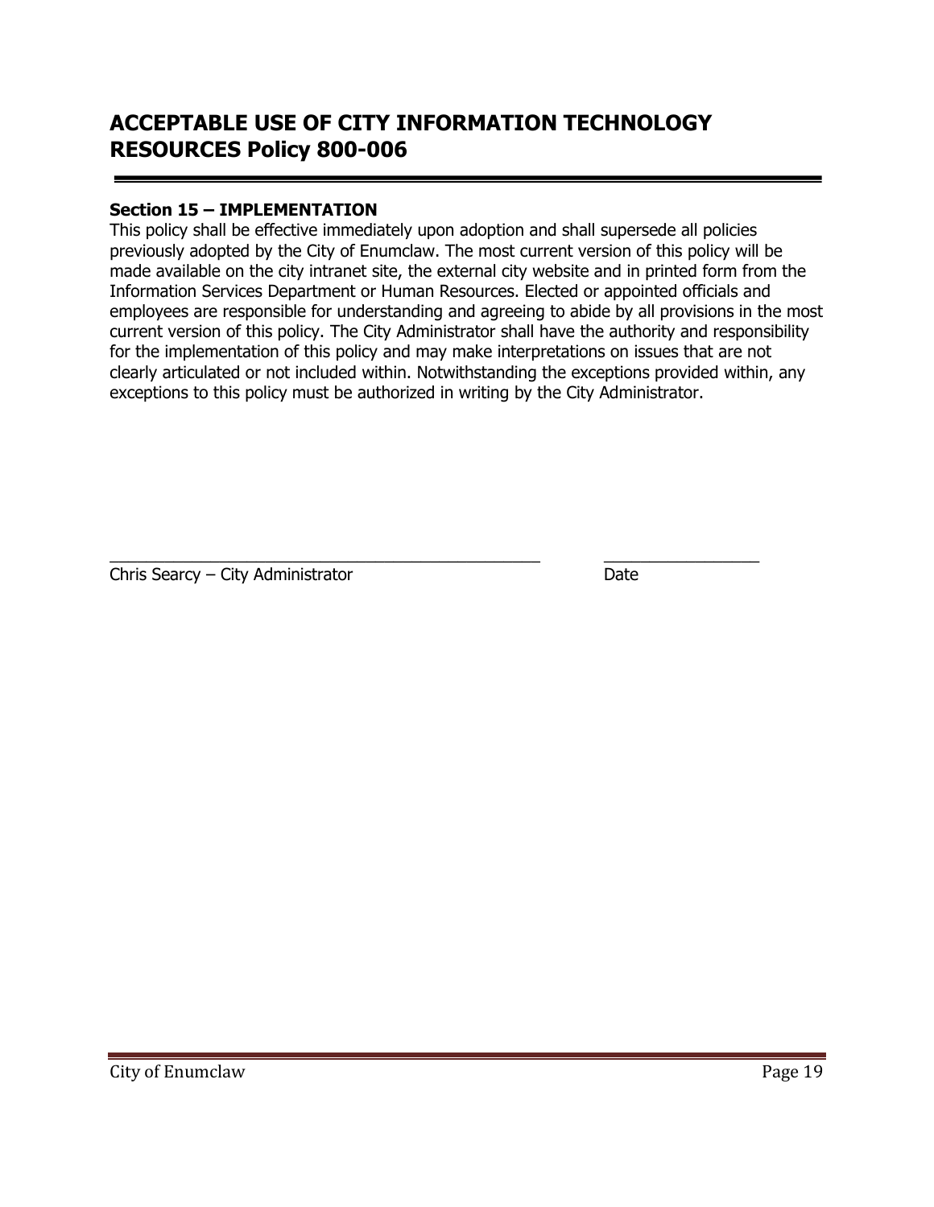# ACCEPTABLE USE OF CITY INFORMATION TECHNOLOGY RESOURCES Policy 800-006

**Section 15 – IMPLEMENTATION**

This policy shall be effective immediately upon adoption and shall supersede all policies previously adopted by the City of Enumclaw. The most current version of this policy will be made available on the city intranet site, the external city website and in printed form from the Information Services Department or Human Resources. Elected or appointed officials and employees are responsible for understanding and agreeing to abide by all provisions in the most current version of this policy. The City Administrator shall have the authority and responsibility for the implementation of this policy and may make interpretations on issues that are not clearly articulated or not included within. Notwithstanding the exceptions provided within, any exceptions to this policy must be authorized in writing by the City Administrator.

_______________________________________________ _________________

Chris Searcy – City Administrator Date